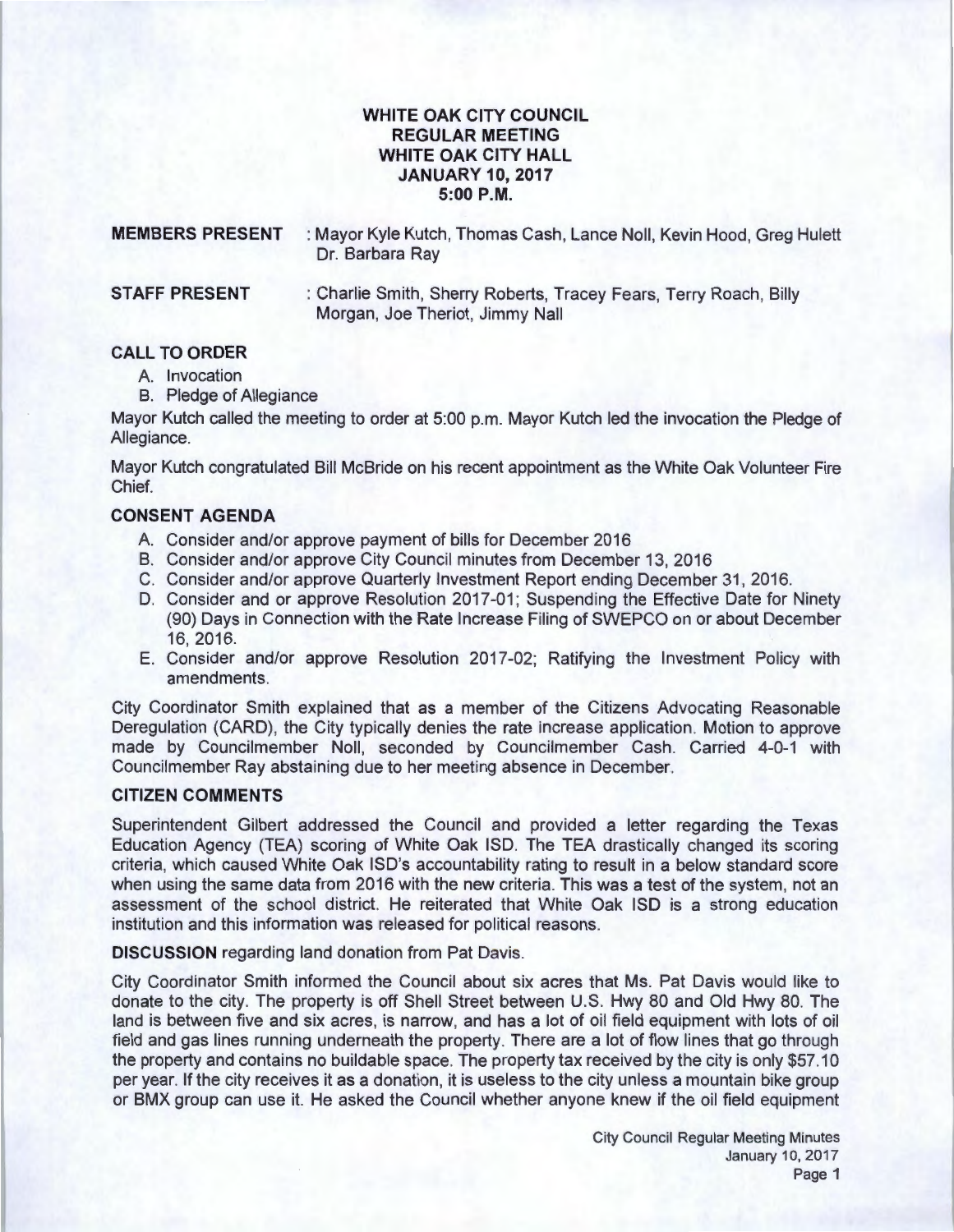# WHITE OAK CITY COUNCIL
## REGULAR MEETING
## WHITE OAK CITY HALL
## JANUARY 10, 2017
## 5:00 P.M.

**MEMBERS PRESENT** : Mayor Kyle Kutch, Thomas Cash, Lance Noll, Kevin Hood, Greg Hulett Dr. Barbara Ray

**STAFF PRESENT** : Charlie Smith, Sherry Roberts, Tracey Fears, Terry Roach, Billy Morgan, Joe Theriot, Jimmy Nall

### CALL TO ORDER

A. Invocation
B. Pledge of Allegiance

Mayor Kutch called the meeting to order at 5:00 p.m. Mayor Kutch led the invocation the Pledge of Allegiance.

Mayor Kutch congratulated Bill McBride on his recent appointment as the White Oak Volunteer Fire Chief.

### CONSENT AGENDA

A. Consider and/or approve payment of bills for December 2016
B. Consider and/or approve City Council minutes from December 13, 2016
C. Consider and/or approve Quarterly Investment Report ending December 31, 2016.
D. Consider and or approve Resolution 2017-01; Suspending the Effective Date for Ninety (90) Days in Connection with the Rate Increase Filing of SWEPCO on or about December 16, 2016.
E. Consider and/or approve Resolution 2017-02; Ratifying the Investment Policy with amendments.

City Coordinator Smith explained that as a member of the Citizens Advocating Reasonable Deregulation (CARD), the City typically denies the rate increase application. Motion to approve made by Councilmember Noll, seconded by Councilmember Cash. Carried 4-0-1 with Councilmember Ray abstaining due to her meeting absence in December.

### CITIZEN COMMENTS

Superintendent Gilbert addressed the Council and provided a letter regarding the Texas Education Agency (TEA) scoring of White Oak ISD. The TEA drastically changed its scoring criteria, which caused White Oak ISD's accountability rating to result in a below standard score when using the same data from 2016 with the new criteria. This was a test of the system, not an assessment of the school district. He reiterated that White Oak ISD is a strong education institution and this information was released for political reasons.

**DISCUSSION** regarding land donation from Pat Davis.

City Coordinator Smith informed the Council about six acres that Ms. Pat Davis would like to donate to the city. The property is off Shell Street between U.S. Hwy 80 and Old Hwy 80. The land is between five and six acres, is narrow, and has a lot of oil field equipment with lots of oil field and gas lines running underneath the property. There are a lot of flow lines that go through the property and contains no buildable space. The property tax received by the city is only $57.10 per year. If the city receives it as a donation, it is useless to the city unless a mountain bike group or BMX group can use it. He asked the Council whether anyone knew if the oil field equipment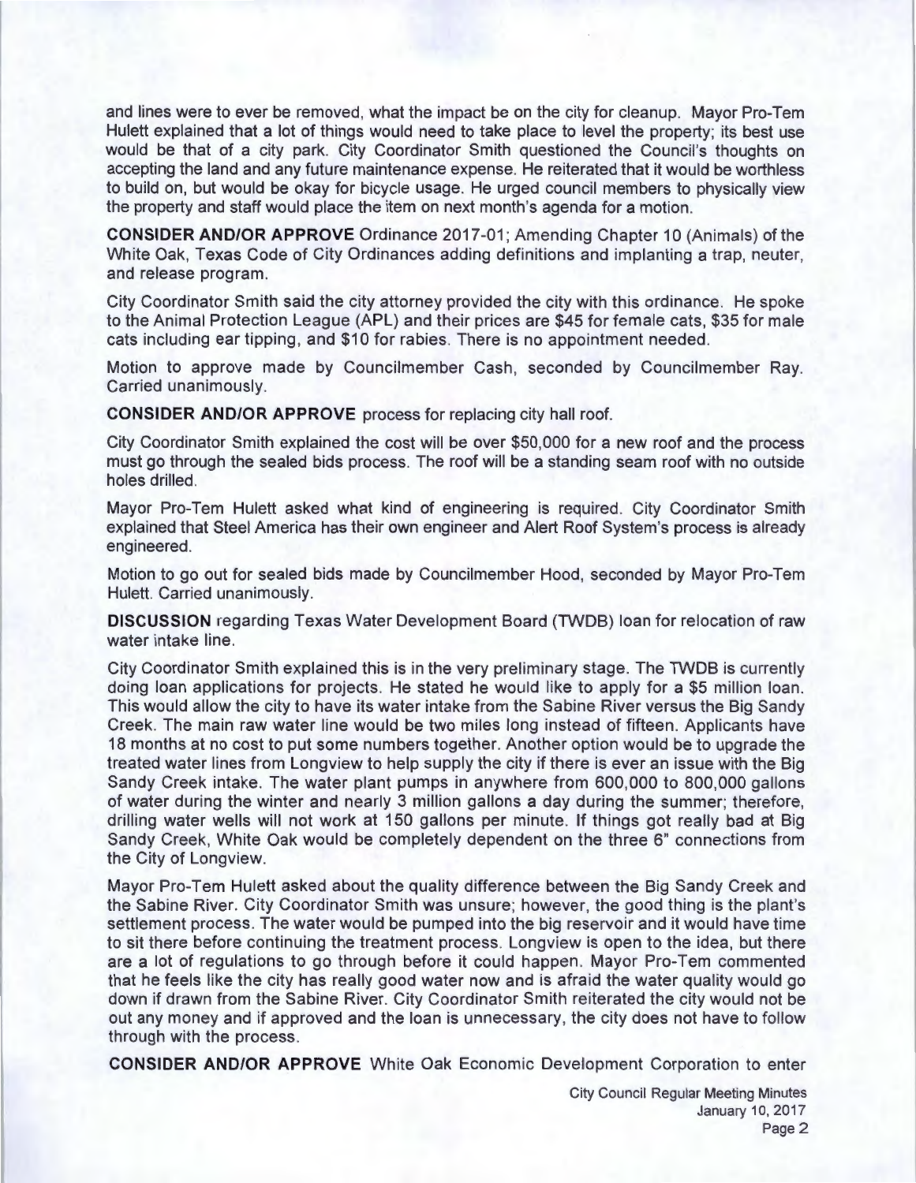and lines were to ever be removed, what the impact be on the city for cleanup. Mayor Pro-Tem Hulett explained that a lot of things would need to take place to level the property; its best use would be that of a city park. City Coordinator Smith questioned the Council's thoughts on accepting the land and any future maintenance expense. He reiterated that it would be worthless to build on, but would be okay for bicycle usage. He urged council members to physically view the property and staff would place the item on next month's agenda for a motion.

**CONSIDER AND/OR APPROVE** Ordinance 2017-01; Amending Chapter 10 (Animals) of the White Oak, Texas Code of City Ordinances adding definitions and implanting a trap, neuter, and release program.

City Coordinator Smith said the city attorney provided the city with this ordinance. He spoke to the Animal Protection League (APL) and their prices are $45 for female cats, $35 for male cats including ear tipping, and $10 for rabies. There is no appointment needed.

Motion to approve made by Councilmember Cash, seconded by Councilmember Ray. Carried unanimously.

**CONSIDER AND/OR APPROVE** process for replacing city hall roof.

City Coordinator Smith explained the cost will be over $50,000 for a new roof and the process must go through the sealed bids process. The roof will be a standing seam roof with no outside holes drilled.

Mayor Pro-Tem Hulett asked what kind of engineering is required. City Coordinator Smith explained that Steel America has their own engineer and Alert Roof System's process is already engineered.

Motion to go out for sealed bids made by Councilmember Hood, seconded by Mayor Pro-Tem Hulett. Carried unanimously.

**DISCUSSION** regarding Texas Water Development Board (TWDB) loan for relocation of raw water intake line.

City Coordinator Smith explained this is in the very preliminary stage. The TWDB is currently doing loan applications for projects. He stated he would like to apply for a $5 million loan. This would allow the city to have its water intake from the Sabine River versus the Big Sandy Creek. The main raw water line would be two miles long instead of fifteen. Applicants have 18 months at no cost to put some numbers together. Another option would be to upgrade the treated water lines from Longview to help supply the city if there is ever an issue with the Big Sandy Creek intake. The water plant pumps in anywhere from 600,000 to 800,000 gallons of water during the winter and nearly 3 million gallons a day during the summer; therefore, drilling water wells will not work at 150 gallons per minute. If things got really bad at Big Sandy Creek, White Oak would be completely dependent on the three 6" connections from the City of Longview.

Mayor Pro-Tem Hulett asked about the quality difference between the Big Sandy Creek and the Sabine River. City Coordinator Smith was unsure; however, the good thing is the plant's settlement process. The water would be pumped into the big reservoir and it would have time to sit there before continuing the treatment process. Longview is open to the idea, but there are a lot of regulations to go through before it could happen. Mayor Pro-Tem commented that he feels like the city has really good water now and is afraid the water quality would go down if drawn from the Sabine River. City Coordinator Smith reiterated the city would not be out any money and if approved and the loan is unnecessary, the city does not have to follow through with the process.

**CONSIDER AND/OR APPROVE** White Oak Economic Development Corporation to enter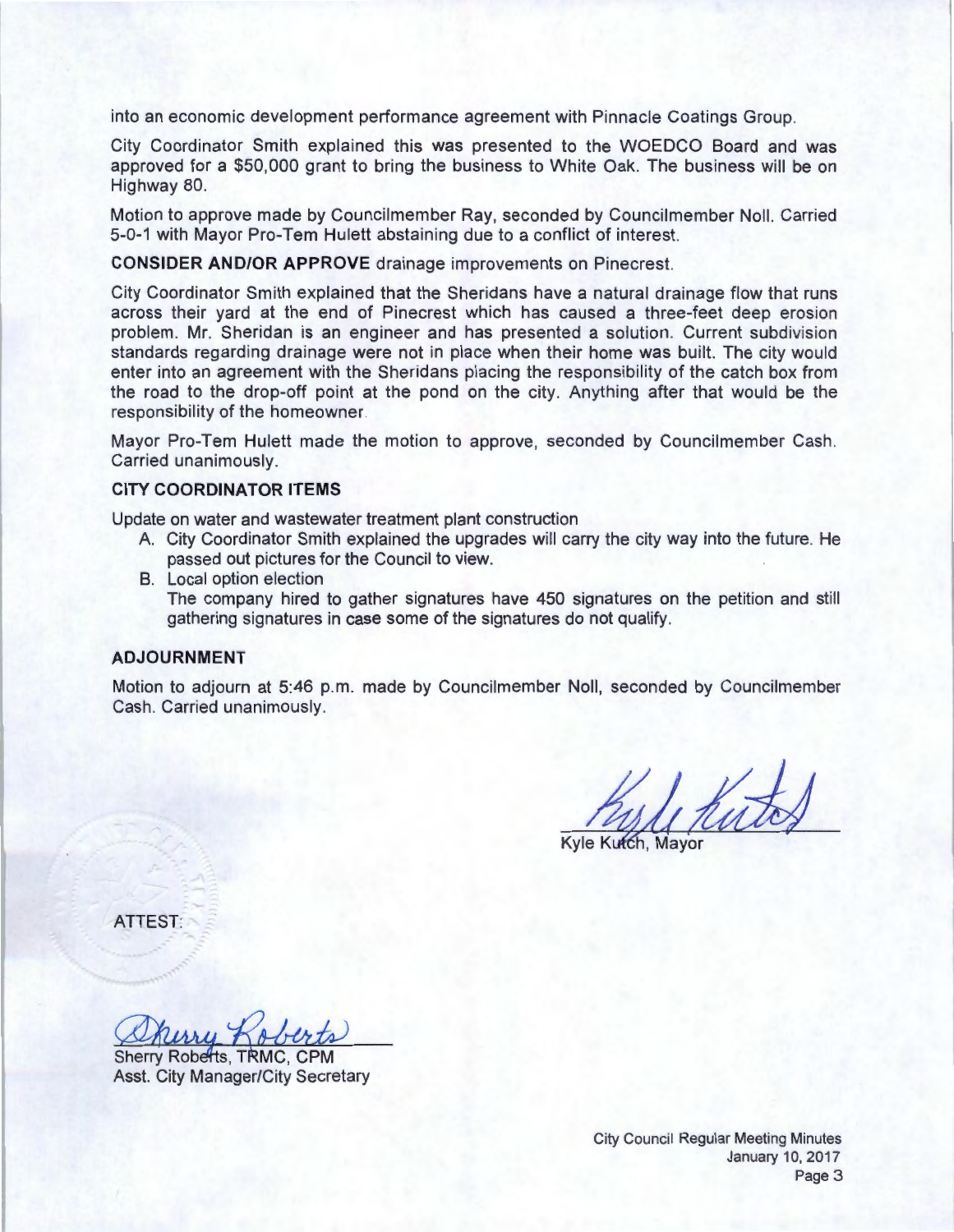into an economic development performance agreement with Pinnacle Coatings Group.

City Coordinator Smith explained this was presented to the WOEDCO Board and was approved for a $50,000 grant to bring the business to White Oak. The business will be on Highway 80.

Motion to approve made by Councilmember Ray, seconded by Councilmember Noll. Carried 5-0-1 with Mayor Pro-Tem Hulett abstaining due to a conflict of interest.

**CONSIDER AND/OR APPROVE** drainage improvements on Pinecrest.

City Coordinator Smith explained that the Sheridans have a natural drainage flow that runs across their yard at the end of Pinecrest which has caused a three-feet deep erosion problem. Mr. Sheridan is an engineer and has presented a solution. Current subdivision standards regarding drainage were not in place when their home was built. The city would enter into an agreement with the Sheridans placing the responsibility of the catch box from the road to the drop-off point at the pond on the city. Anything after that would be the responsibility of the homeowner.

Mayor Pro-Tem Hulett made the motion to approve, seconded by Councilmember Cash. Carried unanimously.

**CITY COORDINATOR ITEMS**

Update on water and wastewater treatment plant construction

A. City Coordinator Smith explained the upgrades will carry the city way into the future. He passed out pictures for the Council to view.

B. Local option election
The company hired to gather signatures have 450 signatures on the petition and still gathering signatures in case some of the signatures do not qualify.

**ADJOURNMENT**

Motion to adjourn at 5:46 p.m. made by Councilmember Noll, seconded by Councilmember Cash. Carried unanimously.

Kyle Kutch, Mayor

ATTEST:

Sherry Roberts, TRMC, CPM
Asst. City Manager/City Secretary

City Council Regular Meeting Minutes
January 10, 2017